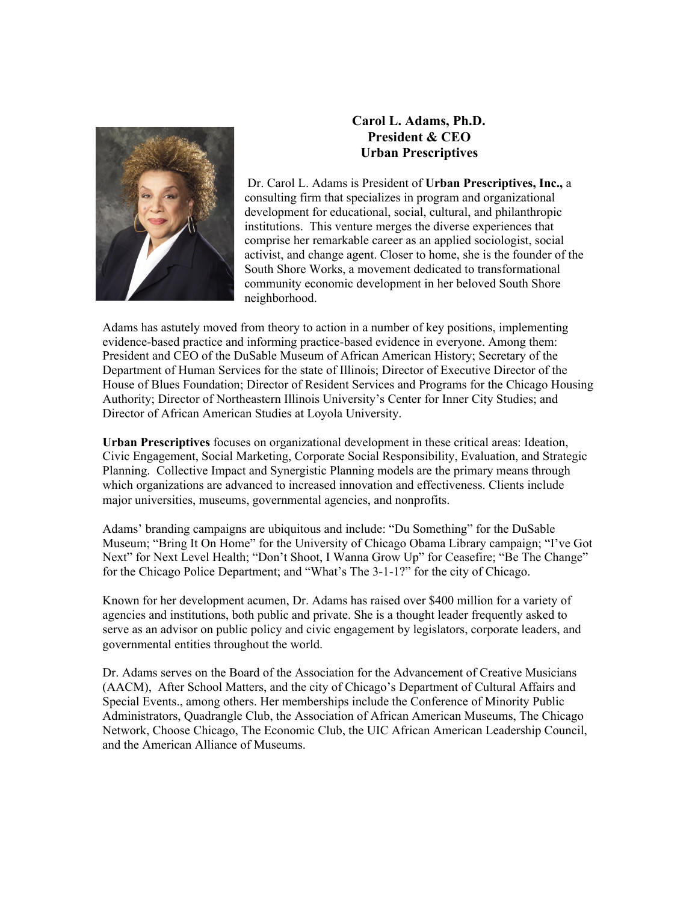**Carol L. Adams, Ph.D.**
**President & CEO**
**Urban Prescriptives**

Dr. Carol L. Adams is President of **Urban Prescriptives, Inc.,** a consulting firm that specializes in program and organizational development for educational, social, cultural, and philanthropic institutions. This venture merges the diverse experiences that comprise her remarkable career as an applied sociologist, social activist, and change agent. Closer to home, she is the founder of the South Shore Works, a movement dedicated to transformational community economic development in her beloved South Shore neighborhood.

Adams has astutely moved from theory to action in a number of key positions, implementing evidence-based practice and informing practice-based evidence in everyone. Among them: President and CEO of the DuSable Museum of African American History; Secretary of the Department of Human Services for the state of Illinois; Director of Executive Director of the House of Blues Foundation; Director of Resident Services and Programs for the Chicago Housing Authority; Director of Northeastern Illinois University's Center for Inner City Studies; and Director of African American Studies at Loyola University.

**Urban Prescriptives** focuses on organizational development in these critical areas: Ideation, Civic Engagement, Social Marketing, Corporate Social Responsibility, Evaluation, and Strategic Planning. Collective Impact and Synergistic Planning models are the primary means through which organizations are advanced to increased innovation and effectiveness. Clients include major universities, museums, governmental agencies, and nonprofits.

Adams' branding campaigns are ubiquitous and include: "Du Something" for the DuSable Museum; "Bring It On Home" for the University of Chicago Obama Library campaign; "I've Got Next" for Next Level Health; "Don't Shoot, I Wanna Grow Up" for Ceasefire; "Be The Change" for the Chicago Police Department; and "What's The 3-1-1?" for the city of Chicago.

Known for her development acumen, Dr. Adams has raised over $400 million for a variety of agencies and institutions, both public and private. She is a thought leader frequently asked to serve as an advisor on public policy and civic engagement by legislators, corporate leaders, and governmental entities throughout the world.

Dr. Adams serves on the Board of the Association for the Advancement of Creative Musicians (AACM), After School Matters, and the city of Chicago's Department of Cultural Affairs and Special Events., among others. Her memberships include the Conference of Minority Public Administrators, Quadrangle Club, the Association of African American Museums, The Chicago Network, Choose Chicago, The Economic Club, the UIC African American Leadership Council, and the American Alliance of Museums.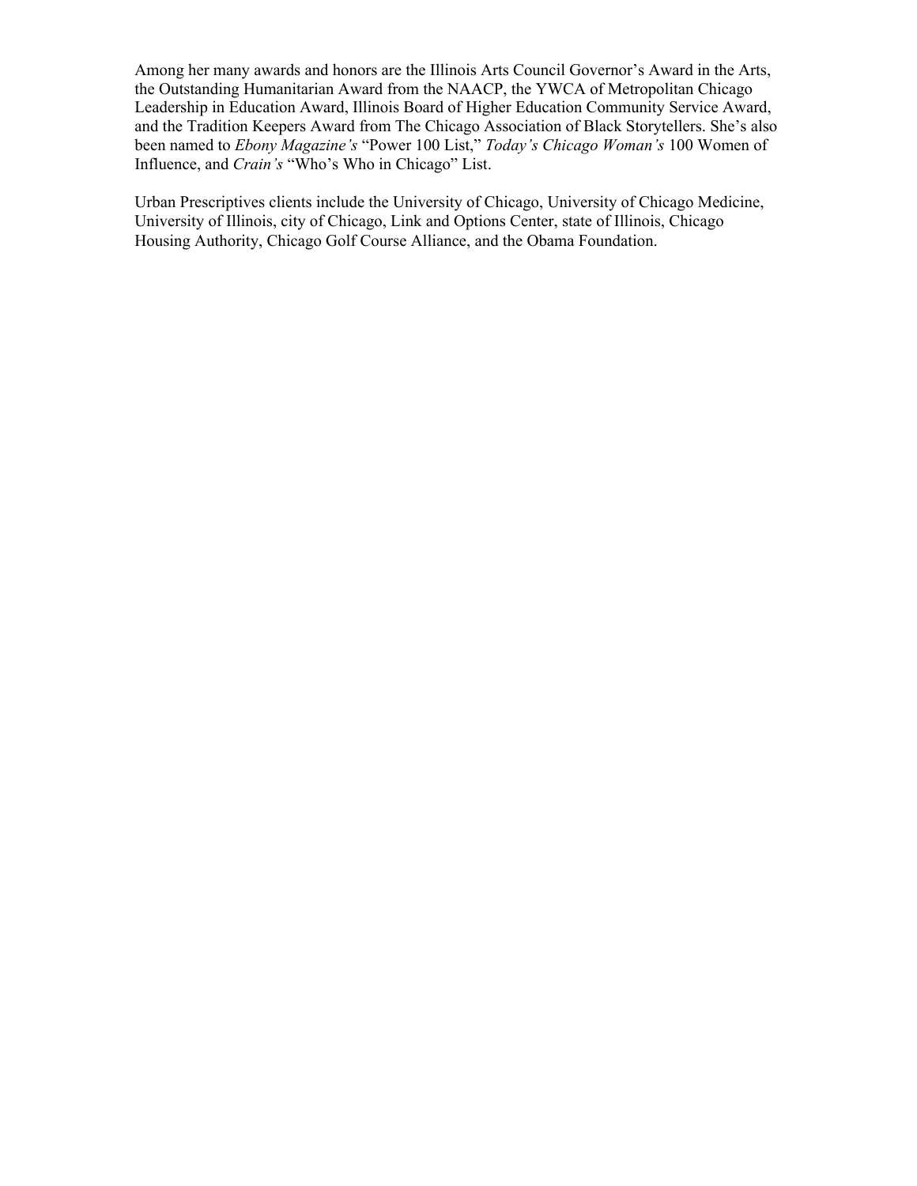Among her many awards and honors are the Illinois Arts Council Governor's Award in the Arts, the Outstanding Humanitarian Award from the NAACP, the YWCA of Metropolitan Chicago Leadership in Education Award, Illinois Board of Higher Education Community Service Award, and the Tradition Keepers Award from The Chicago Association of Black Storytellers. She's also been named to *Ebony Magazine's* "Power 100 List," *Today's Chicago Woman's* 100 Women of Influence, and *Crain's* "Who's Who in Chicago" List.

Urban Prescriptives clients include the University of Chicago, University of Chicago Medicine, University of Illinois, city of Chicago, Link and Options Center, state of Illinois, Chicago Housing Authority, Chicago Golf Course Alliance, and the Obama Foundation.